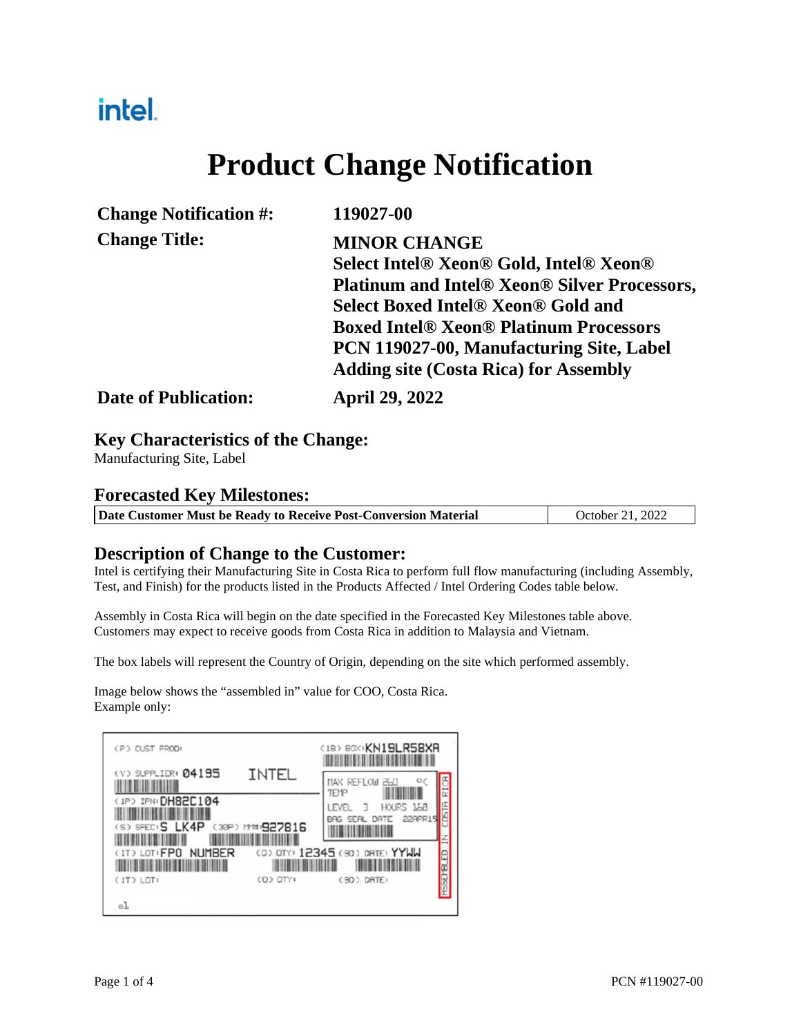# Product Change Notification

| | |
|---|---|
| **Change Notification #:** | **119027-00** |
| **Change Title:** | **MINOR CHANGE Select Intel® Xeon® Gold, Intel® Xeon® Platinum and Intel® Xeon® Silver Processors, Select Boxed Intel® Xeon® Gold and Boxed Intel® Xeon® Platinum Processors PCN 119027-00, Manufacturing Site, Label Adding site (Costa Rica) for Assembly** |
| **Date of Publication:** | **April 29, 2022** |

## Key Characteristics of the Change:

Manufacturing Site, Label

## Forecasted Key Milestones:

| **Date Customer Must be Ready to Receive Post-Conversion Material** | October 21, 2022 |
|---|---|

## Description of Change to the Customer:

Intel is certifying their Manufacturing Site in Costa Rica to perform full flow manufacturing (including Assembly, Test, and Finish) for the products listed in the Products Affected / Intel Ordering Codes table below.

Assembly in Costa Rica will begin on the date specified in the Forecasted Key Milestones table above. Customers may expect to receive goods from Costa Rica in addition to Malaysia and Vietnam.

The box labels will represent the Country of Origin, depending on the site which performed assembly.

Image below shows the "assembled in" value for COO, Costa Rica.
Example only: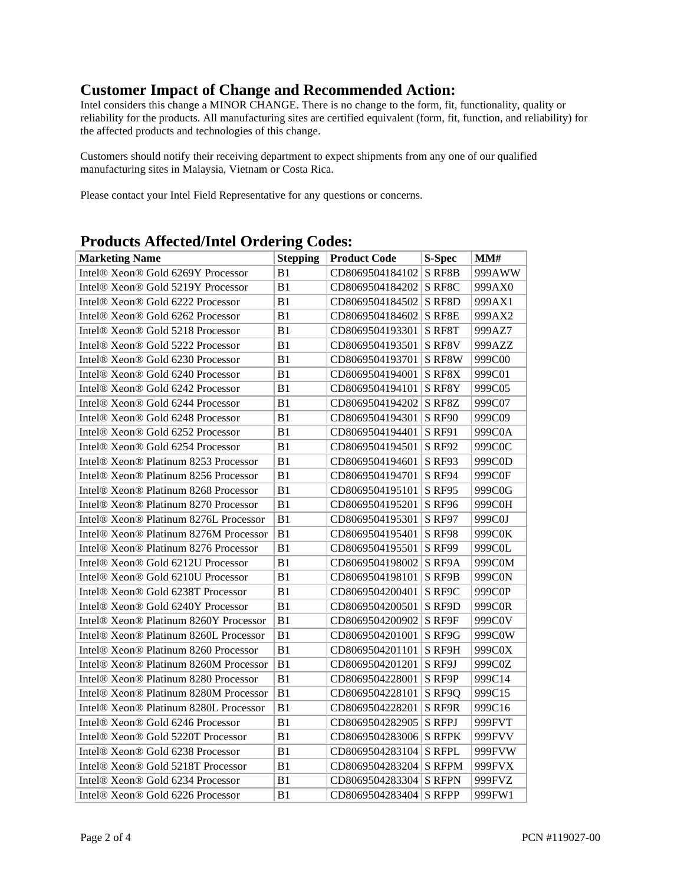## Customer Impact of Change and Recommended Action:

Intel considers this change a MINOR CHANGE. There is no change to the form, fit, functionality, quality or reliability for the products. All manufacturing sites are certified equivalent (form, fit, function, and reliability) for the affected products and technologies of this change.

Customers should notify their receiving department to expect shipments from any one of our qualified manufacturing sites in Malaysia, Vietnam or Costa Rica.

Please contact your Intel Field Representative for any questions or concerns.

## Products Affected/Intel Ordering Codes:

| Marketing Name | Stepping | Product Code | S-Spec | MM# |
|---|---|---|---|---|
| Intel® Xeon® Gold 6269Y Processor | B1 | CD8069504184102 | S RF8B | 999AWW |
| Intel® Xeon® Gold 5219Y Processor | B1 | CD8069504184202 | S RF8C | 999AX0 |
| Intel® Xeon® Gold 6222 Processor | B1 | CD8069504184502 | S RF8D | 999AX1 |
| Intel® Xeon® Gold 6262 Processor | B1 | CD8069504184602 | S RF8E | 999AX2 |
| Intel® Xeon® Gold 5218 Processor | B1 | CD8069504193301 | S RF8T | 999AZ7 |
| Intel® Xeon® Gold 5222 Processor | B1 | CD8069504193501 | S RF8V | 999AZZ |
| Intel® Xeon® Gold 6230 Processor | B1 | CD8069504193701 | S RF8W | 999C00 |
| Intel® Xeon® Gold 6240 Processor | B1 | CD8069504194001 | S RF8X | 999C01 |
| Intel® Xeon® Gold 6242 Processor | B1 | CD8069504194101 | S RF8Y | 999C05 |
| Intel® Xeon® Gold 6244 Processor | B1 | CD8069504194202 | S RF8Z | 999C07 |
| Intel® Xeon® Gold 6248 Processor | B1 | CD8069504194301 | S RF90 | 999C09 |
| Intel® Xeon® Gold 6252 Processor | B1 | CD8069504194401 | S RF91 | 999C0A |
| Intel® Xeon® Gold 6254 Processor | B1 | CD8069504194501 | S RF92 | 999C0C |
| Intel® Xeon® Platinum 8253 Processor | B1 | CD8069504194601 | S RF93 | 999C0D |
| Intel® Xeon® Platinum 8256 Processor | B1 | CD8069504194701 | S RF94 | 999C0F |
| Intel® Xeon® Platinum 8268 Processor | B1 | CD8069504195101 | S RF95 | 999C0G |
| Intel® Xeon® Platinum 8270 Processor | B1 | CD8069504195201 | S RF96 | 999C0H |
| Intel® Xeon® Platinum 8276L Processor | B1 | CD8069504195301 | S RF97 | 999C0J |
| Intel® Xeon® Platinum 8276M Processor | B1 | CD8069504195401 | S RF98 | 999C0K |
| Intel® Xeon® Platinum 8276 Processor | B1 | CD8069504195501 | S RF99 | 999C0L |
| Intel® Xeon® Gold 6212U Processor | B1 | CD8069504198002 | S RF9A | 999C0M |
| Intel® Xeon® Gold 6210U Processor | B1 | CD8069504198101 | S RF9B | 999C0N |
| Intel® Xeon® Gold 6238T Processor | B1 | CD8069504200401 | S RF9C | 999C0P |
| Intel® Xeon® Gold 6240Y Processor | B1 | CD8069504200501 | S RF9D | 999C0R |
| Intel® Xeon® Platinum 8260Y Processor | B1 | CD8069504200902 | S RF9F | 999C0V |
| Intel® Xeon® Platinum 8260L Processor | B1 | CD8069504201001 | S RF9G | 999C0W |
| Intel® Xeon® Platinum 8260 Processor | B1 | CD8069504201101 | S RF9H | 999C0X |
| Intel® Xeon® Platinum 8260M Processor | B1 | CD8069504201201 | S RF9J | 999C0Z |
| Intel® Xeon® Platinum 8280 Processor | B1 | CD8069504228001 | S RF9P | 999C14 |
| Intel® Xeon® Platinum 8280M Processor | B1 | CD8069504228101 | S RF9Q | 999C15 |
| Intel® Xeon® Platinum 8280L Processor | B1 | CD8069504228201 | S RF9R | 999C16 |
| Intel® Xeon® Gold 6246 Processor | B1 | CD8069504282905 | S RFPJ | 999FVT |
| Intel® Xeon® Gold 5220T Processor | B1 | CD8069504283006 | S RFPK | 999FVV |
| Intel® Xeon® Gold 6238 Processor | B1 | CD8069504283104 | S RFPL | 999FVW |
| Intel® Xeon® Gold 5218T Processor | B1 | CD8069504283204 | S RFPM | 999FVX |
| Intel® Xeon® Gold 6234 Processor | B1 | CD8069504283304 | S RFPN | 999FVZ |
| Intel® Xeon® Gold 6226 Processor | B1 | CD8069504283404 | S RFPP | 999FW1 |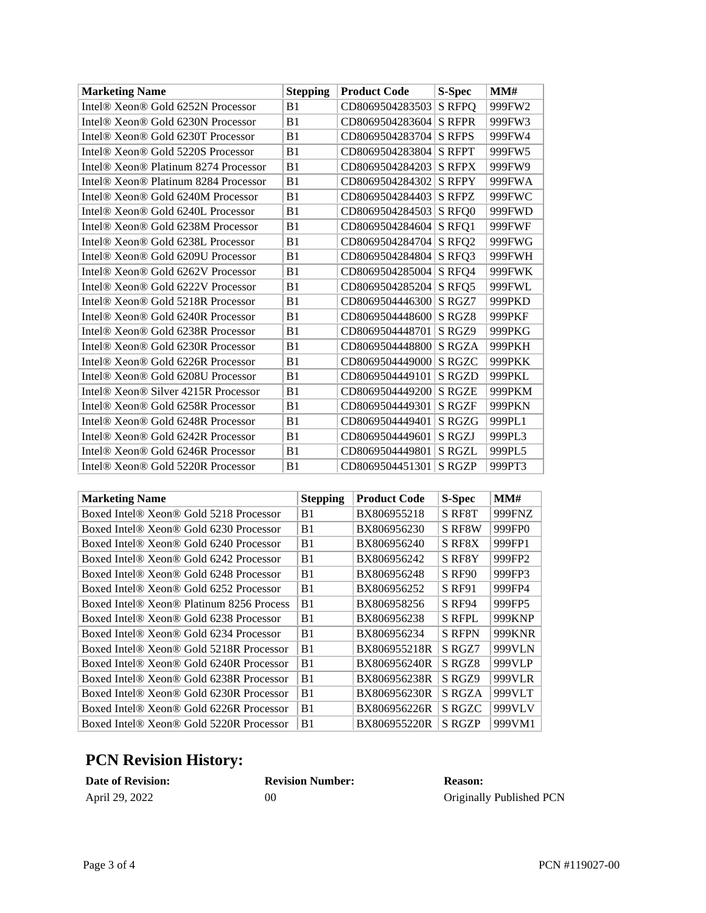| Marketing Name | Stepping | Product Code | S-Spec | MM# |
| --- | --- | --- | --- | --- |
| Intel® Xeon® Gold 6252N Processor | B1 | CD8069504283503 | S RFPQ | 999FW2 |
| Intel® Xeon® Gold 6230N Processor | B1 | CD8069504283604 | S RFPR | 999FW3 |
| Intel® Xeon® Gold 6230T Processor | B1 | CD8069504283704 | S RFPS | 999FW4 |
| Intel® Xeon® Gold 5220S Processor | B1 | CD8069504283804 | S RFPT | 999FW5 |
| Intel® Xeon® Platinum 8274 Processor | B1 | CD8069504284203 | S RFPX | 999FW9 |
| Intel® Xeon® Platinum 8284 Processor | B1 | CD8069504284302 | S RFPY | 999FWA |
| Intel® Xeon® Gold 6240M Processor | B1 | CD8069504284403 | S RFPZ | 999FWC |
| Intel® Xeon® Gold 6240L Processor | B1 | CD8069504284503 | S RFQ0 | 999FWD |
| Intel® Xeon® Gold 6238M Processor | B1 | CD8069504284604 | S RFQ1 | 999FWF |
| Intel® Xeon® Gold 6238L Processor | B1 | CD8069504284704 | S RFQ2 | 999FWG |
| Intel® Xeon® Gold 6209U Processor | B1 | CD8069504284804 | S RFQ3 | 999FWH |
| Intel® Xeon® Gold 6262V Processor | B1 | CD8069504285004 | S RFQ4 | 999FWK |
| Intel® Xeon® Gold 6222V Processor | B1 | CD8069504285204 | S RFQ5 | 999FWL |
| Intel® Xeon® Gold 5218R Processor | B1 | CD8069504446300 | S RGZ7 | 999PKD |
| Intel® Xeon® Gold 6240R Processor | B1 | CD8069504448600 | S RGZ8 | 999PKF |
| Intel® Xeon® Gold 6238R Processor | B1 | CD8069504448701 | S RGZ9 | 999PKG |
| Intel® Xeon® Gold 6230R Processor | B1 | CD8069504448800 | S RGZA | 999PKH |
| Intel® Xeon® Gold 6226R Processor | B1 | CD8069504449000 | S RGZC | 999PKK |
| Intel® Xeon® Gold 6208U Processor | B1 | CD8069504449101 | S RGZD | 999PKL |
| Intel® Xeon® Silver 4215R Processor | B1 | CD8069504449200 | S RGZE | 999PKM |
| Intel® Xeon® Gold 6258R Processor | B1 | CD8069504449301 | S RGZF | 999PKN |
| Intel® Xeon® Gold 6248R Processor | B1 | CD8069504449401 | S RGZG | 999PL1 |
| Intel® Xeon® Gold 6242R Processor | B1 | CD8069504449601 | S RGZJ | 999PL3 |
| Intel® Xeon® Gold 6246R Processor | B1 | CD8069504449801 | S RGZL | 999PL5 |
| Intel® Xeon® Gold 5220R Processor | B1 | CD8069504451301 | S RGZP | 999PT3 |

| Marketing Name | Stepping | Product Code | S-Spec | MM# |
| --- | --- | --- | --- | --- |
| Boxed Intel® Xeon® Gold 5218 Processor | B1 | BX806955218 | S RF8T | 999FNZ |
| Boxed Intel® Xeon® Gold 6230 Processor | B1 | BX806956230 | S RF8W | 999FP0 |
| Boxed Intel® Xeon® Gold 6240 Processor | B1 | BX806956240 | S RF8X | 999FP1 |
| Boxed Intel® Xeon® Gold 6242 Processor | B1 | BX806956242 | S RF8Y | 999FP2 |
| Boxed Intel® Xeon® Gold 6248 Processor | B1 | BX806956248 | S RF90 | 999FP3 |
| Boxed Intel® Xeon® Gold 6252 Processor | B1 | BX806956252 | S RF91 | 999FP4 |
| Boxed Intel® Xeon® Platinum 8256 Process | B1 | BX806958256 | S RF94 | 999FP5 |
| Boxed Intel® Xeon® Gold 6238 Processor | B1 | BX806956238 | S RFPL | 999KNP |
| Boxed Intel® Xeon® Gold 6234 Processor | B1 | BX806956234 | S RFPN | 999KNR |
| Boxed Intel® Xeon® Gold 5218R Processor | B1 | BX806955218R | S RGZ7 | 999VLN |
| Boxed Intel® Xeon® Gold 6240R Processor | B1 | BX806956240R | S RGZ8 | 999VLP |
| Boxed Intel® Xeon® Gold 6238R Processor | B1 | BX806956238R | S RGZ9 | 999VLR |
| Boxed Intel® Xeon® Gold 6230R Processor | B1 | BX806956230R | S RGZA | 999VLT |
| Boxed Intel® Xeon® Gold 6226R Processor | B1 | BX806956226R | S RGZC | 999VLV |
| Boxed Intel® Xeon® Gold 5220R Processor | B1 | BX806955220R | S RGZP | 999VM1 |

## PCN Revision History:

| Date of Revision: | Revision Number: | Reason: |
| --- | --- | --- |
| April 29, 2022 | 00 | Originally Published PCN |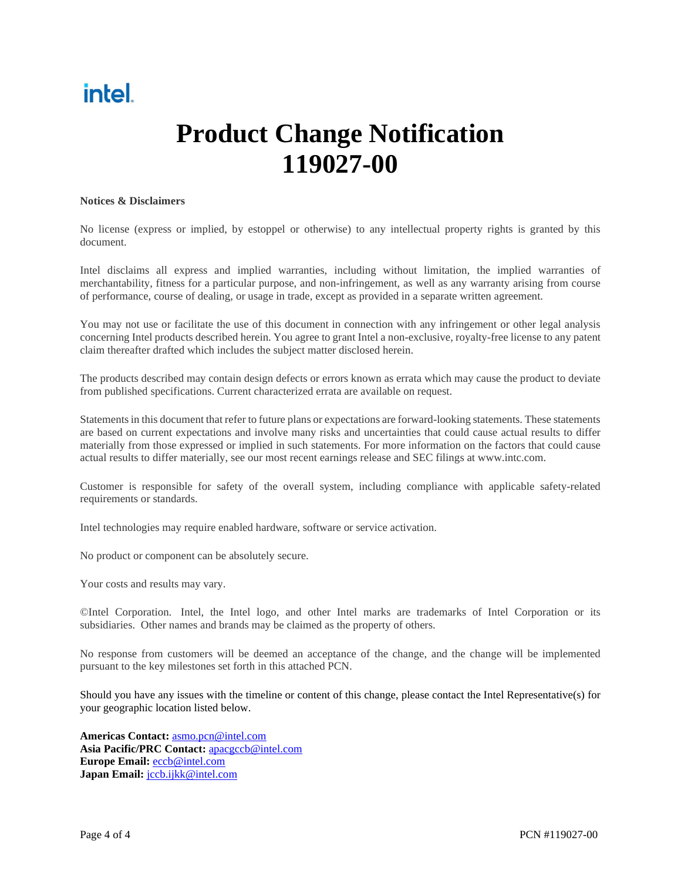intel.

# Product Change Notification 119027-00

**Notices & Disclaimers**

No license (express or implied, by estoppel or otherwise) to any intellectual property rights is granted by this document.

Intel disclaims all express and implied warranties, including without limitation, the implied warranties of merchantability, fitness for a particular purpose, and non-infringement, as well as any warranty arising from course of performance, course of dealing, or usage in trade, except as provided in a separate written agreement.

You may not use or facilitate the use of this document in connection with any infringement or other legal analysis concerning Intel products described herein. You agree to grant Intel a non-exclusive, royalty-free license to any patent claim thereafter drafted which includes the subject matter disclosed herein.

The products described may contain design defects or errors known as errata which may cause the product to deviate from published specifications. Current characterized errata are available on request.

Statements in this document that refer to future plans or expectations are forward-looking statements. These statements are based on current expectations and involve many risks and uncertainties that could cause actual results to differ materially from those expressed or implied in such statements. For more information on the factors that could cause actual results to differ materially, see our most recent earnings release and SEC filings at www.intc.com.

Customer is responsible for safety of the overall system, including compliance with applicable safety-related requirements or standards.

Intel technologies may require enabled hardware, software or service activation.

No product or component can be absolutely secure.

Your costs and results may vary.

©Intel Corporation. Intel, the Intel logo, and other Intel marks are trademarks of Intel Corporation or its subsidiaries. Other names and brands may be claimed as the property of others.

No response from customers will be deemed an acceptance of the change, and the change will be implemented pursuant to the key milestones set forth in this attached PCN.

Should you have any issues with the timeline or content of this change, please contact the Intel Representative(s) for your geographic location listed below.

**Americas Contact:** asmo.pcn@intel.com
**Asia Pacific/PRC Contact:** apacgccb@intel.com
**Europe Email:** eccb@intel.com
**Japan Email:** jccb.ijkk@intel.com